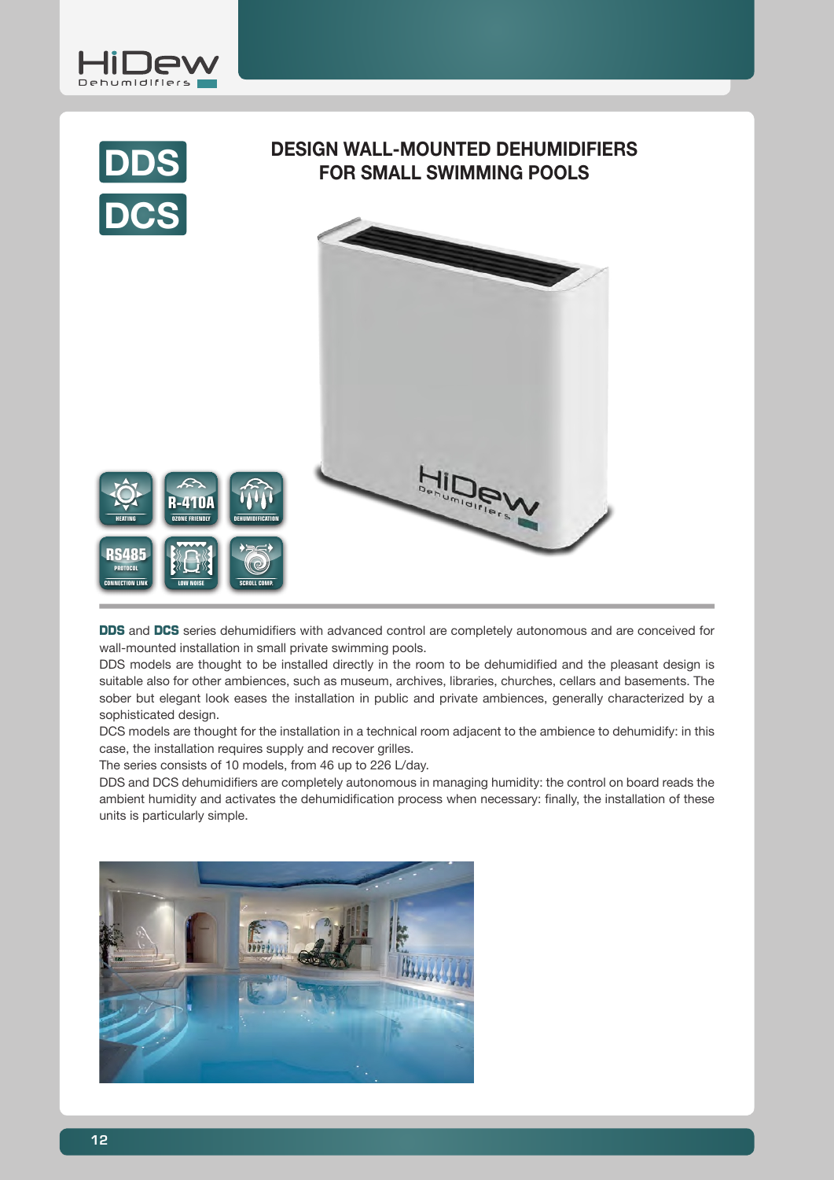# DDS
# DCS

## DESIGN WALL-MOUNTED DEHUMIDIFIERS FOR SMALL SWIMMING POOLS

**DDS** and **DCS** series dehumidifiers with advanced control are completely autonomous and are conceived for wall-mounted installation in small private swimming pools.

DDS models are thought to be installed directly in the room to be dehumidified and the pleasant design is suitable also for other ambiences, such as museum, archives, libraries, churches, cellars and basements. The sober but elegant look eases the installation in public and private ambiences, generally characterized by a sophisticated design.

DCS models are thought for the installation in a technical room adjacent to the ambience to dehumidify: in this case, the installation requires supply and recover grilles.

The series consists of 10 models, from 46 up to 226 L/day.

DDS and DCS dehumidifiers are completely autonomous in managing humidity: the control on board reads the ambient humidity and activates the dehumidification process when necessary: finally, the installation of these units is particularly simple.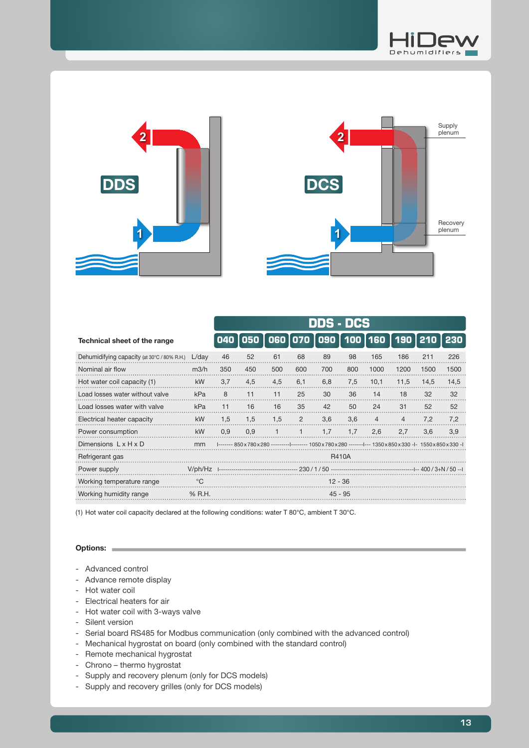DDS

DCS

Supply plenum

Recovery plenum

| Technical sheet of the range | | DDS - DCS | | | | | | | | | |
|---|---|---|---|---|---|---|---|---|---|---|---|
| | | 040 | 050 | 060 | 070 | 090 | 100 | 160 | 190 | 210 | 230 |
| Dehumidifying capacity (at 30°C / 80% R.H.) | L/day | 46 | 52 | 61 | 68 | 89 | 98 | 165 | 186 | 211 | 226 |
| Nominal air flow | m3/h | 350 | 450 | 500 | 600 | 700 | 800 | 1000 | 1200 | 1500 | 1500 |
| Hot water coil capacity (1) | kW | 3,7 | 4,5 | 4,5 | 6,1 | 6,8 | 7,5 | 10,1 | 11,5 | 14,5 | 14,5 |
| Load losses water without valve | kPa | 8 | 11 | 11 | 25 | 30 | 36 | 14 | 18 | 32 | 32 |
| Load losses water with valve | kPa | 11 | 16 | 16 | 35 | 42 | 50 | 24 | 31 | 52 | 52 |
| Electrical heater capacity | kW | 1,5 | 1,5 | 1,5 | 2 | 3,6 | 3,6 | 4 | 4 | 7,2 | 7,2 |
| Power consumption | kW | 0,9 | 0,9 | 1 | 1 | 1,7 | 1,7 | 2,6 | 2,7 | 3,6 | 3,9 |
| Dimensions L x H x D | mm | 850 x 780 x 280 | | | 1050 x 780 x 280 | | | 1350 x 850 x 330 | | 1550 x 850 x 330 | |
| Refrigerant gas | | R410A | | | | | | | | | |
| Power supply | V/ph/Hz | 230 / 1 / 50 | | | | | | | | 400 / 3+N / 50 | |
| Working temperature range | °C | 12 - 36 | | | | | | | | | |
| Working humidity range | % R.H. | 45 - 95 | | | | | | | | | |

(1) Hot water coil capacity declared at the following conditions: water T 80°C, ambient T 30°C.

**Options:**

- Advanced control
- Advance remote display
- Hot water coil
- Electrical heaters for air
- Hot water coil with 3-ways valve
- Silent version
- Serial board RS485 for Modbus communication (only combined with the advanced control)
- Mechanical hygrostat on board (only combined with the standard control)
- Remote mechanical hygrostat
- Chrono – thermo hygrostat
- Supply and recovery plenum (only for DCS models)
- Supply and recovery grilles (only for DCS models)